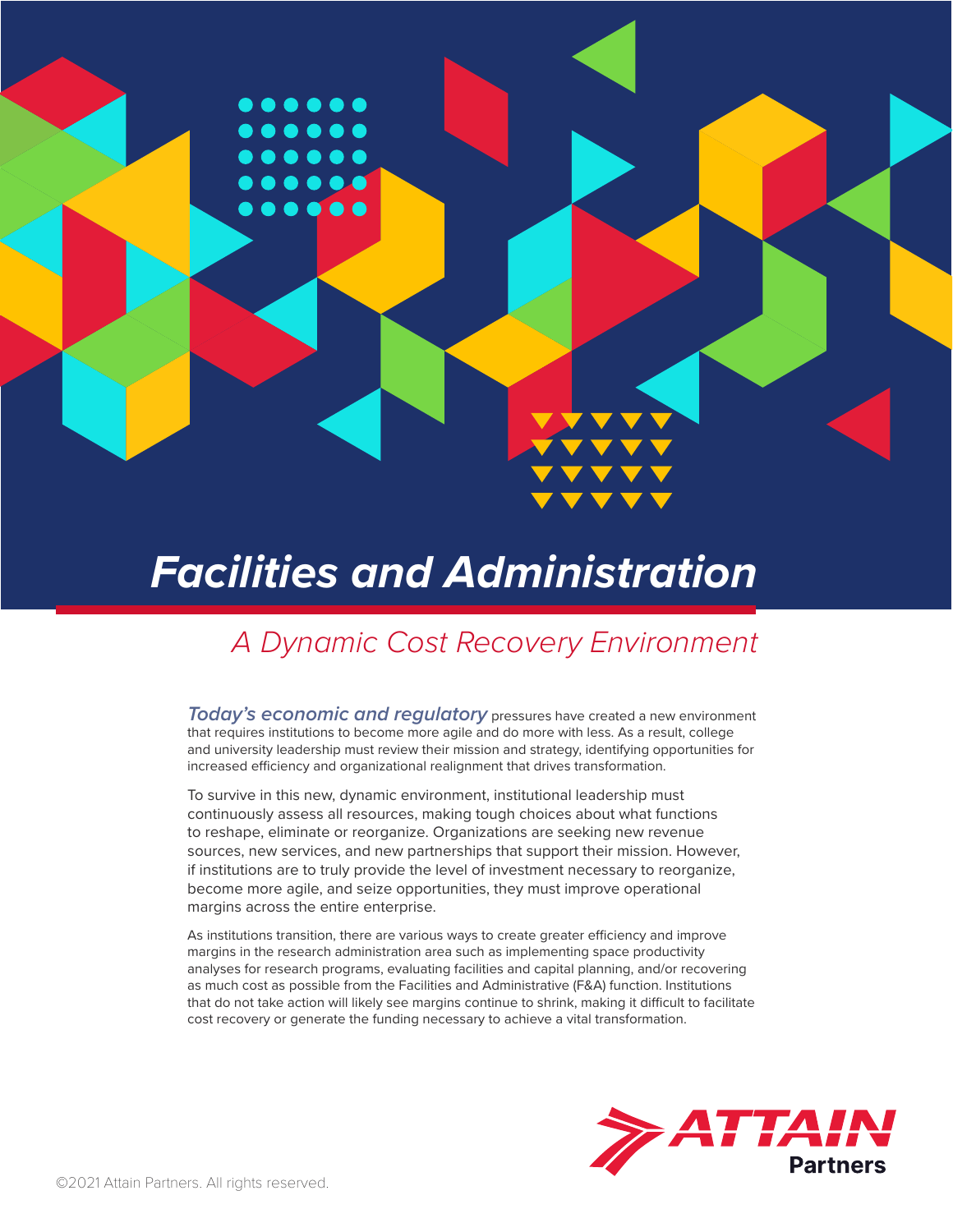# *Facilities and Administration*

## *A Dynamic Cost Recovery Environment*

***Today's economic and regulatory*** pressures have created a new environment that requires institutions to become more agile and do more with less. As a result, college and university leadership must review their mission and strategy, identifying opportunities for increased efficiency and organizational realignment that drives transformation.

To survive in this new, dynamic environment, institutional leadership must continuously assess all resources, making tough choices about what functions to reshape, eliminate or reorganize. Organizations are seeking new revenue sources, new services, and new partnerships that support their mission. However, if institutions are to truly provide the level of investment necessary to reorganize, become more agile, and seize opportunities, they must improve operational margins across the entire enterprise.

As institutions transition, there are various ways to create greater efficiency and improve margins in the research administration area such as implementing space productivity analyses for research programs, evaluating facilities and capital planning, and/or recovering as much cost as possible from the Facilities and Administrative (F&A) function. Institutions that do not take action will likely see margins continue to shrink, making it difficult to facilitate cost recovery or generate the funding necessary to achieve a vital transformation.

ATTAIN Partners

©2021 Attain Partners. All rights reserved.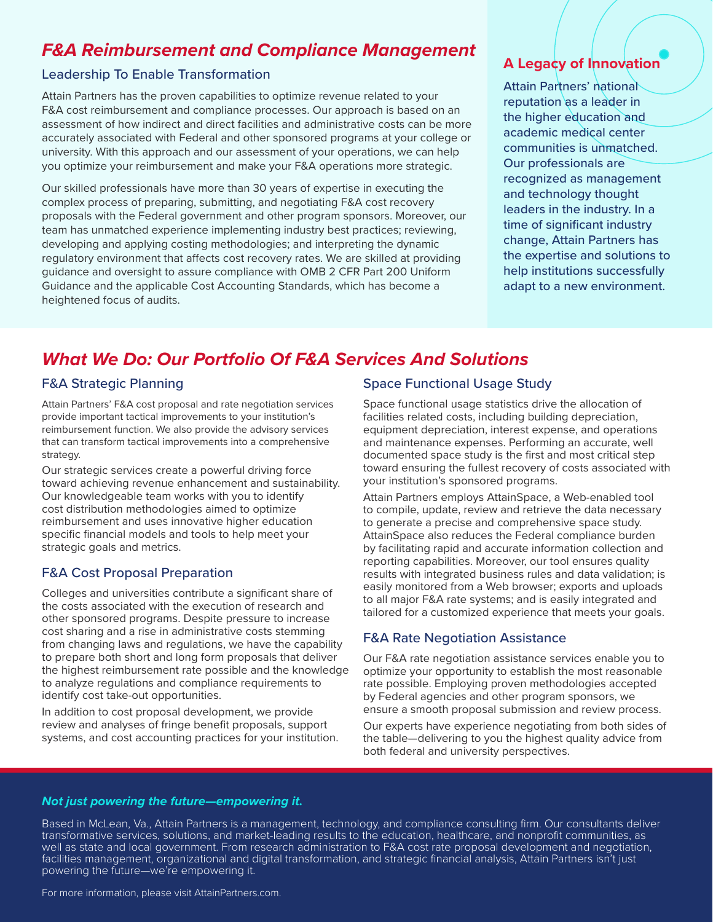## *F&A Reimbursement and Compliance Management*

### Leadership To Enable Transformation

Attain Partners has the proven capabilities to optimize revenue related to your F&A cost reimbursement and compliance processes. Our approach is based on an assessment of how indirect and direct facilities and administrative costs can be more accurately associated with Federal and other sponsored programs at your college or university. With this approach and our assessment of your operations, we can help you optimize your reimbursement and make your F&A operations more strategic.

Our skilled professionals have more than 30 years of expertise in executing the complex process of preparing, submitting, and negotiating F&A cost recovery proposals with the Federal government and other program sponsors. Moreover, our team has unmatched experience implementing industry best practices; reviewing, developing and applying costing methodologies; and interpreting the dynamic regulatory environment that affects cost recovery rates. We are skilled at providing guidance and oversight to assure compliance with OMB 2 CFR Part 200 Uniform Guidance and the applicable Cost Accounting Standards, which has become a heightened focus of audits.

### A Legacy of Innovation

Attain Partners' national reputation as a leader in the higher education and academic medical center communities is unmatched. Our professionals are recognized as management and technology thought leaders in the industry. In a time of significant industry change, Attain Partners has the expertise and solutions to help institutions successfully adapt to a new environment.

## *What We Do: Our Portfolio Of F&A Services And Solutions*

### F&A Strategic Planning

Attain Partners' F&A cost proposal and rate negotiation services provide important tactical improvements to your institution's reimbursement function. We also provide the advisory services that can transform tactical improvements into a comprehensive strategy.

Our strategic services create a powerful driving force toward achieving revenue enhancement and sustainability. Our knowledgeable team works with you to identify cost distribution methodologies aimed to optimize reimbursement and uses innovative higher education specific financial models and tools to help meet your strategic goals and metrics.

### F&A Cost Proposal Preparation

Colleges and universities contribute a significant share of the costs associated with the execution of research and other sponsored programs. Despite pressure to increase cost sharing and a rise in administrative costs stemming from changing laws and regulations, we have the capability to prepare both short and long form proposals that deliver the highest reimbursement rate possible and the knowledge to analyze regulations and compliance requirements to identify cost take-out opportunities.

In addition to cost proposal development, we provide review and analyses of fringe benefit proposals, support systems, and cost accounting practices for your institution.

### Space Functional Usage Study

Space functional usage statistics drive the allocation of facilities related costs, including building depreciation, equipment depreciation, interest expense, and operations and maintenance expenses. Performing an accurate, well documented space study is the first and most critical step toward ensuring the fullest recovery of costs associated with your institution's sponsored programs.

Attain Partners employs AttainSpace, a Web-enabled tool to compile, update, review and retrieve the data necessary to generate a precise and comprehensive space study. AttainSpace also reduces the Federal compliance burden by facilitating rapid and accurate information collection and reporting capabilities. Moreover, our tool ensures quality results with integrated business rules and data validation; is easily monitored from a Web browser; exports and uploads to all major F&A rate systems; and is easily integrated and tailored for a customized experience that meets your goals.

### F&A Rate Negotiation Assistance

Our F&A rate negotiation assistance services enable you to optimize your opportunity to establish the most reasonable rate possible. Employing proven methodologies accepted by Federal agencies and other program sponsors, we ensure a smooth proposal submission and review process.

Our experts have experience negotiating from both sides of the table—delivering to you the highest quality advice from both federal and university perspectives.

***Not just powering the future—empowering it.***

Based in McLean, Va., Attain Partners is a management, technology, and compliance consulting firm. Our consultants deliver transformative services, solutions, and market-leading results to the education, healthcare, and nonprofit communities, as well as state and local government. From research administration to F&A cost rate proposal development and negotiation, facilities management, organizational and digital transformation, and strategic financial analysis, Attain Partners isn't just powering the future—we're empowering it.

For more information, please visit AttainPartners.com.